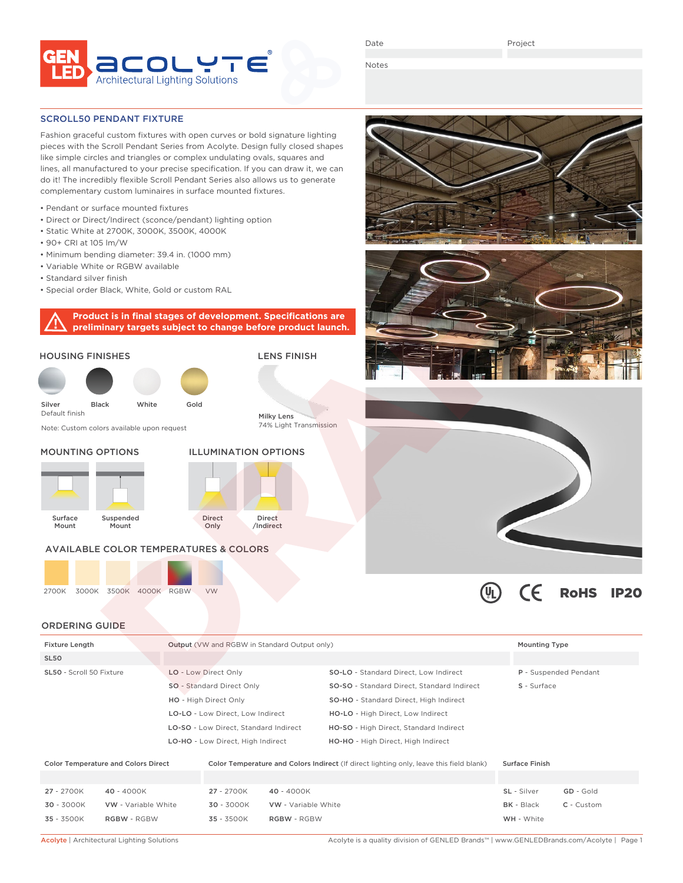GEN LED ACOLYTE® Architectural Lighting Solutions

Date | Project

Notes

## SCROLL50 PENDANT FIXTURE

Fashion graceful custom fixtures with open curves or bold signature lighting pieces with the Scroll Pendant Series from Acolyte. Design fully closed shapes like simple circles and triangles or complex undulating ovals, squares and lines, all manufactured to your precise specification. If you can draw it, we can do it! The incredibly flexible Scroll Pendant Series also allows us to generate complementary custom luminaires in surface mounted fixtures.

- Pendant or surface mounted fixtures
- Direct or Direct/Indirect (sconce/pendant) lighting option
- Static White at 2700K, 3000K, 3500K, 4000K
- 90+ CRI at 105 lm/W
- Minimum bending diameter: 39.4 in. (1000 mm)
- Variable White or RGBW available
- Standard silver finish
- Special order Black, White, Gold or custom RAL

**Product is in final stages of development. Specifications are preliminary targets subject to change before product launch.**

### HOUSING FINISHES

Silver (Default finish) | Black | White | Gold

Note: Custom colors available upon request

### LENS FINISH

Milky Lens
74% Light Transmission

### MOUNTING OPTIONS

Surface Mount | Suspended Mount

### ILLUMINATION OPTIONS

Direct Only | Direct /Indirect

### AVAILABLE COLOR TEMPERATURES & COLORS

2700K | 3000K | 3500K | 4000K | RGBW | VW

UL | CE | RoHS | IP20

## ORDERING GUIDE

| Fixture Length | Output (VW and RGBW in Standard Output only) | | Mounting Type |
|---|---|---|---|
| SL50 | | | |
| **SL50** - Scroll 50 Fixture | **LO** - Low Direct Only | **SO-LO** - Standard Direct, Low Indirect | **P** - Suspended Pendant |
| | **SO** - Standard Direct Only | **SO-SO** - Standard Direct, Standard Indirect | **S** - Surface |
| | **HO** - High Direct Only | **SO-HO** - Standard Direct, High Indirect | |
| | **LO-LO** - Low Direct, Low Indirect | **HO-LO** - High Direct, Low Indirect | |
| | **LO-SO** - Low Direct, Standard Indirect | **HO-SO** - High Direct, Standard Indirect | |
| | **LO-HO** - Low Direct, High Indirect | **HO-HO** - High Direct, High Indirect | |

| Color Temperature and Colors Direct | | Color Temperature and Colors Indirect (If direct lighting only, leave this field blank) | | Surface Finish | |
|---|---|---|---|---|---|
| | | | | | |
| **27** - 2700K | **40** - 4000K | **27** - 2700K | **40** - 4000K | **SL** - Silver | **GD** - Gold |
| **30** - 3000K | **VW** - Variable White | **30** - 3000K | **VW** - Variable White | **BK** - Black | **C** - Custom |
| **35** - 3500K | **RGBW** - RGBW | **35** - 3500K | **RGBW** - RGBW | **WH** - White | |

Acolyte | Architectural Lighting Solutions — Acolyte is a quality division of GENLED Brands™ | www.GENLEDBrands.com/Acolyte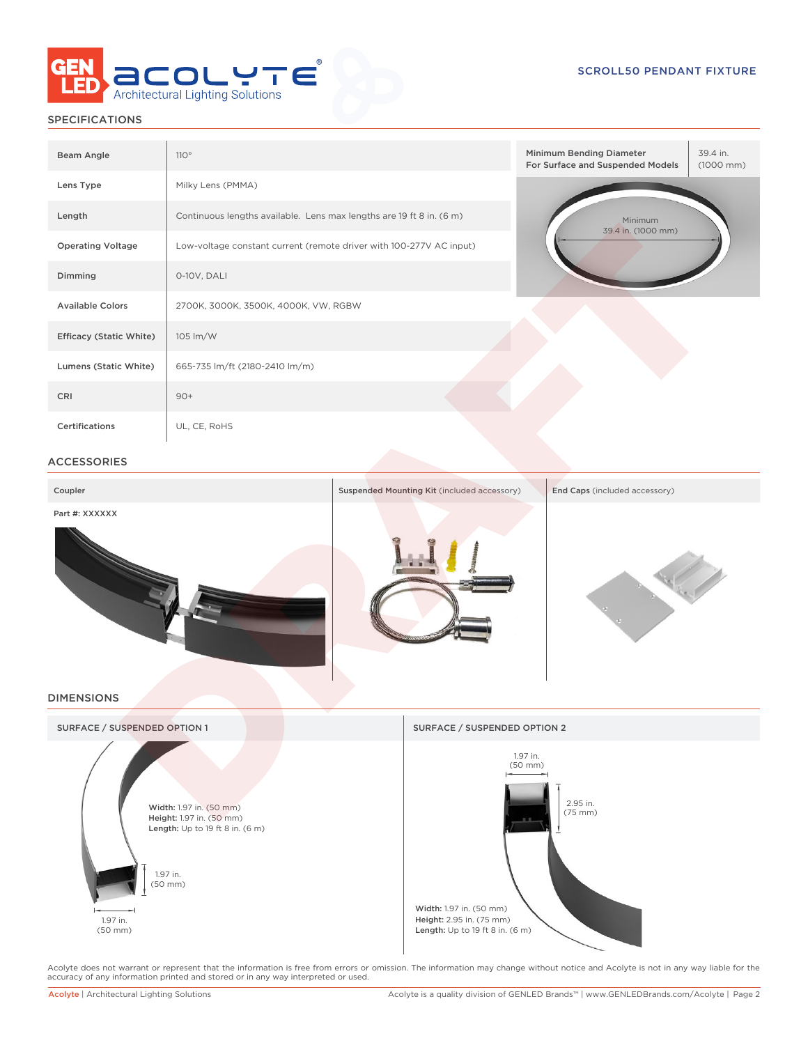# SCROLL50 PENDANT FIXTURE

## SPECIFICATIONS

| | |
|---|---|
| Beam Angle | 110° |
| Lens Type | Milky Lens (PMMA) |
| Length | Continuous lengths available. Lens max lengths are 19 ft 8 in. (6 m) |
| Operating Voltage | Low-voltage constant current (remote driver with 100-277V AC input) |
| Dimming | 0-10V, DALI |
| Available Colors | 2700K, 3000K, 3500K, 4000K, VW, RGBW |
| Efficacy (Static White) | 105 lm/W |
| Lumens (Static White) | 665-735 lm/ft (2180-2410 lm/m) |
| CRI | 90+ |
| Certifications | UL, CE, RoHS |

| | |
|---|---|
| Minimum Bending Diameter For Surface and Suspended Models | 39.4 in. (1000 mm) |

Minimum
39.4 in. (1000 mm)

## ACCESSORIES

| Coupler | Suspended Mounting Kit (included accessory) | End Caps (included accessory) |
|---|---|---|
| Part #: XXXXXX | | |

## DIMENSIONS

### SURFACE / SUSPENDED OPTION 1

**Width:** 1.97 in. (50 mm)
**Height:** 1.97 in. (50 mm)
**Length:** Up to 19 ft 8 in. (6 m)

1.97 in. (50 mm)

1.97 in. (50 mm)

### SURFACE / SUSPENDED OPTION 2

1.97 in. (50 mm)

2.95 in. (75 mm)

**Width:** 1.97 in. (50 mm)
**Height:** 2.95 in. (75 mm)
**Length:** Up to 19 ft 8 in. (6 m)

Acolyte does not warrant or represent that the information is free from errors or omission. The information may change without notice and Acolyte is not in any way liable for the accuracy of any information printed and stored or in any way interpreted or used.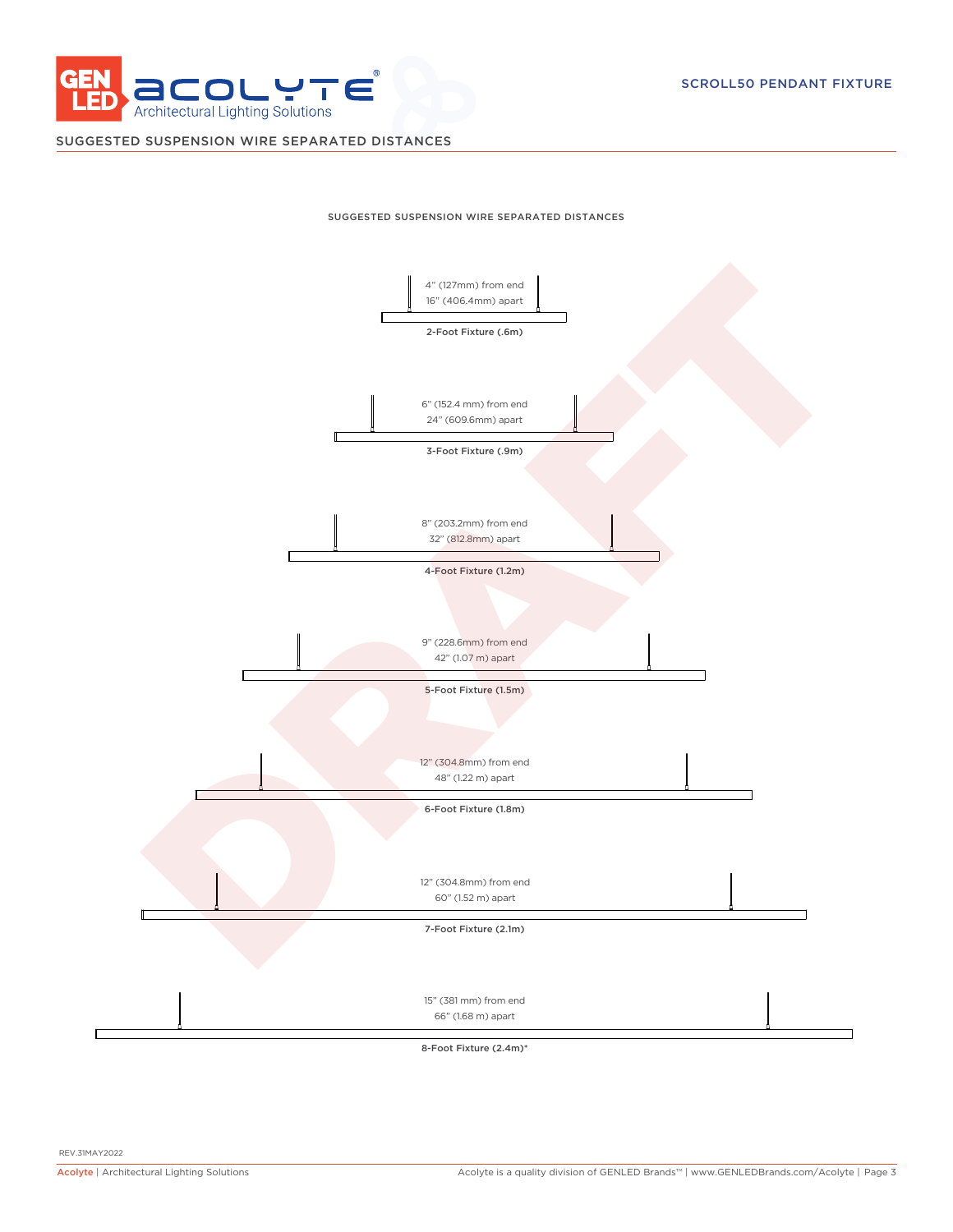## SUGGESTED SUSPENSION WIRE SEPARATED DISTANCES

SUGGESTED SUSPENSION WIRE SEPARATED DISTANCES

4” (127mm) from end
16” (406.4mm) apart

**2-Foot Fixture (.6m)**

6” (152.4 mm) from end
24” (609.6mm) apart

**3-Foot Fixture (.9m)**

8” (203.2mm) from end
32” (812.8mm) apart

**4-Foot Fixture (1.2m)**

9” (228.6mm) from end
42” (1.07 m) apart

**5-Foot Fixture (1.5m)**

12” (304.8mm) from end
48” (1.22 m) apart

**6-Foot Fixture (1.8m)**

12” (304.8mm) from end
60” (1.52 m) apart

**7-Foot Fixture (2.1m)**

15” (381 mm) from end
66” (1.68 m) apart

**8-Foot Fixture (2.4m)***

REV.31MAY2022